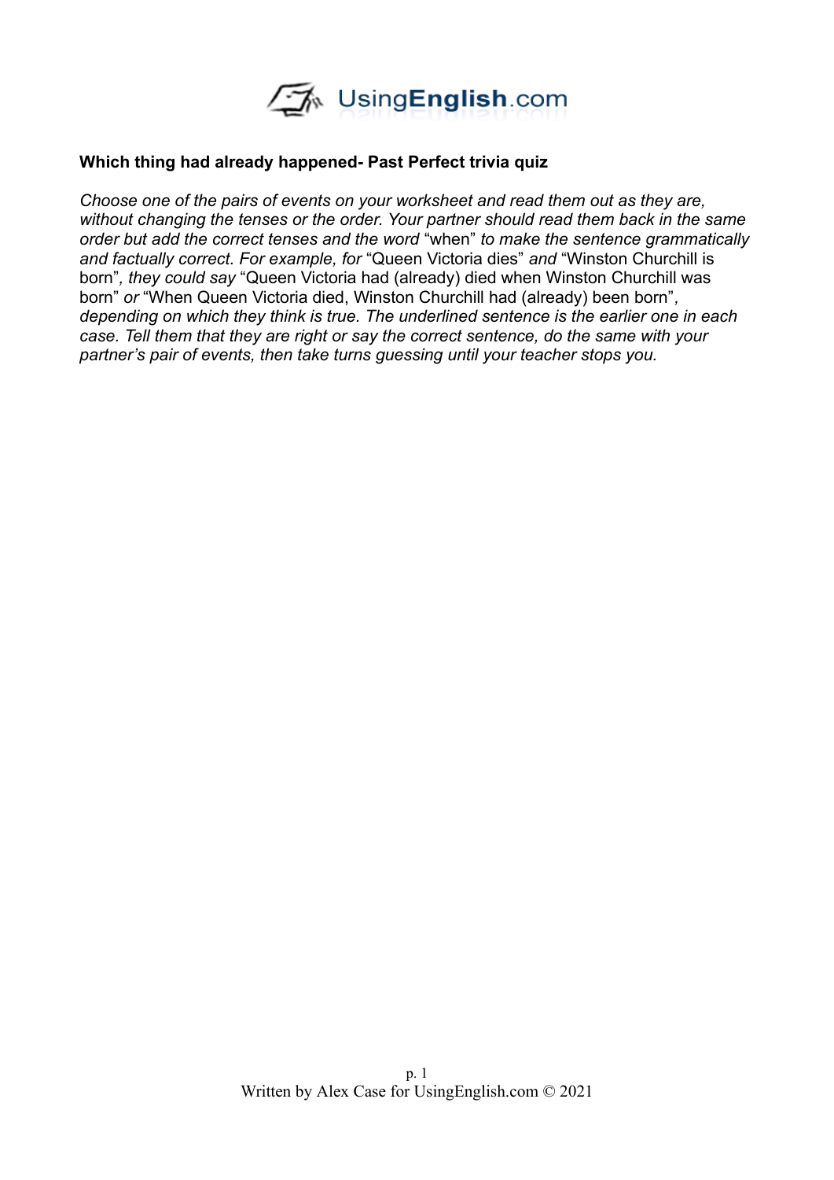**Which thing had already happened- Past Perfect trivia quiz**

*Choose one of the pairs of events on your worksheet and read them out as they are, without changing the tenses or the order. Your partner should read them back in the same order but add the correct tenses and the word* "when" *to make the sentence grammatically and factually correct. For example, for* "Queen Victoria dies" *and* "Winston Churchill is born"*, they could say* "Queen Victoria had (already) died when Winston Churchill was born" *or* "When Queen Victoria died, Winston Churchill had (already) been born"*, depending on which they think is true. The underlined sentence is the earlier one in each case. Tell them that they are right or say the correct sentence, do the same with your partner's pair of events, then take turns guessing until your teacher stops you.*

Written by Alex Case for UsingEnglish.com © 2021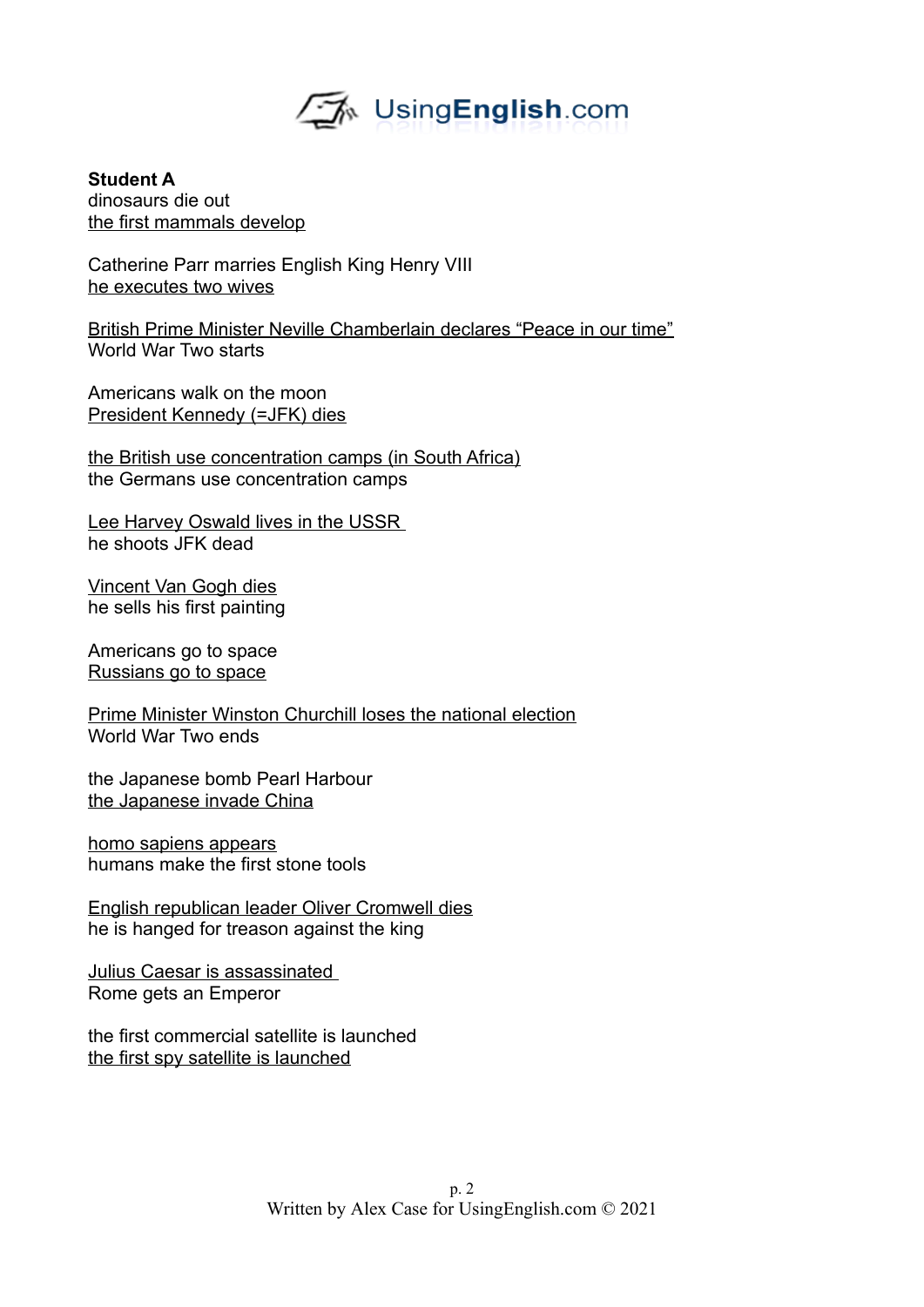**Student A**
dinosaurs die out
<u>the first mammals develop</u>

Catherine Parr marries English King Henry VIII
<u>he executes two wives</u>

<u>British Prime Minister Neville Chamberlain declares “Peace in our time”</u>
World War Two starts

Americans walk on the moon
<u>President Kennedy (=JFK) dies</u>

<u>the British use concentration camps (in South Africa)</u>
the Germans use concentration camps

<u>Lee Harvey Oswald lives in the USSR</u>
he shoots JFK dead

<u>Vincent Van Gogh dies</u>
he sells his first painting

Americans go to space
<u>Russians go to space</u>

<u>Prime Minister Winston Churchill loses the national election</u>
World War Two ends

the Japanese bomb Pearl Harbour
<u>the Japanese invade China</u>

<u>homo sapiens appears</u>
humans make the first stone tools

<u>English republican leader Oliver Cromwell dies</u>
he is hanged for treason against the king

<u>Julius Caesar is assassinated</u>
Rome gets an Emperor

the first commercial satellite is launched
<u>the first spy satellite is launched</u>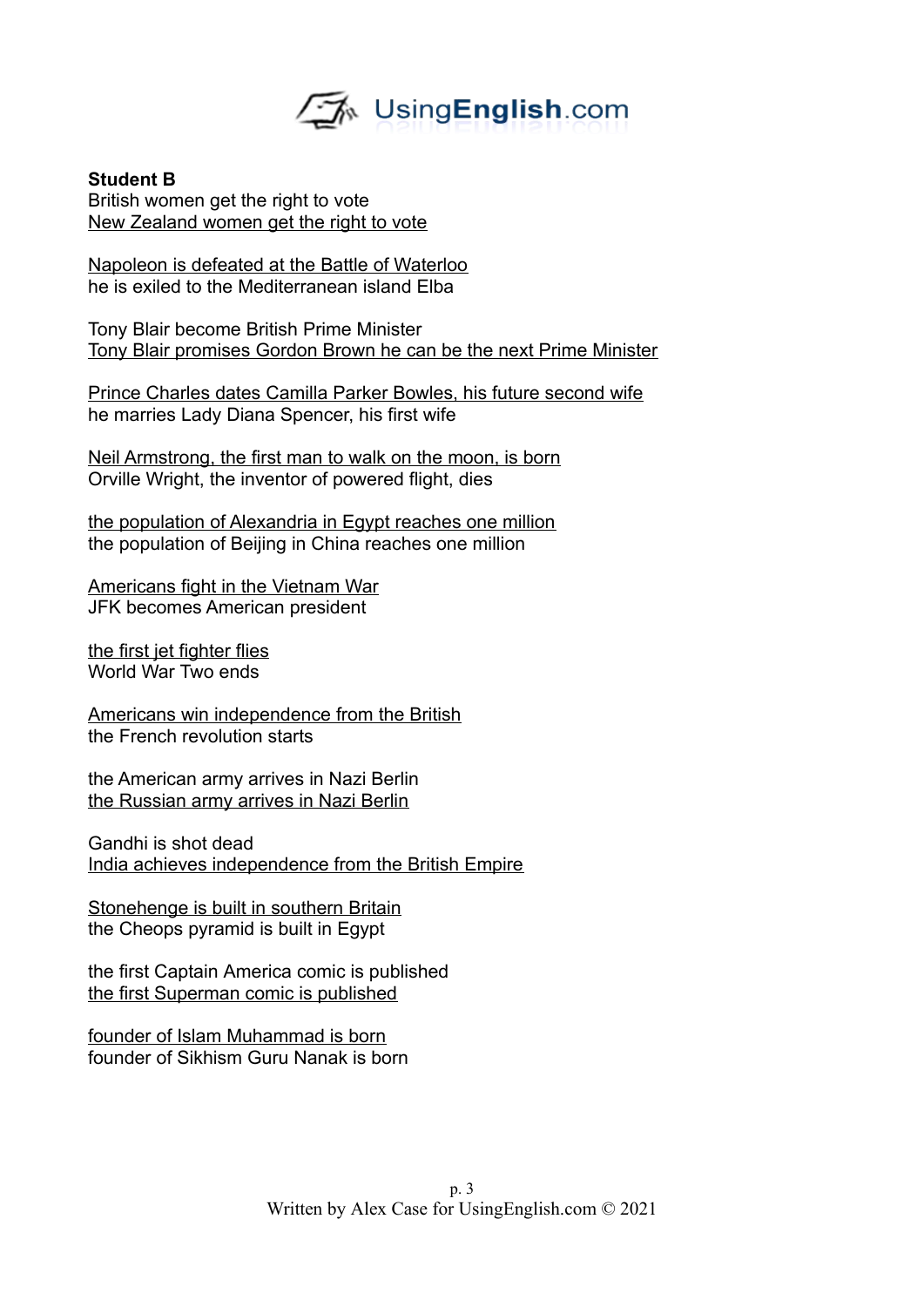**Student B**

British women get the right to vote
<u>New Zealand women get the right to vote</u>

<u>Napoleon is defeated at the Battle of Waterloo</u>
he is exiled to the Mediterranean island Elba

Tony Blair become British Prime Minister
<u>Tony Blair promises Gordon Brown he can be the next Prime Minister</u>

<u>Prince Charles dates Camilla Parker Bowles, his future second wife</u>
he marries Lady Diana Spencer, his first wife

<u>Neil Armstrong, the first man to walk on the moon, is born</u>
Orville Wright, the inventor of powered flight, dies

<u>the population of Alexandria in Egypt reaches one million</u>
the population of Beijing in China reaches one million

<u>Americans fight in the Vietnam War</u>
JFK becomes American president

<u>the first jet fighter flies</u>
World War Two ends

<u>Americans win independence from the British</u>
the French revolution starts

the American army arrives in Nazi Berlin
<u>the Russian army arrives in Nazi Berlin</u>

Gandhi is shot dead
<u>India achieves independence from the British Empire</u>

<u>Stonehenge is built in southern Britain</u>
the Cheops pyramid is built in Egypt

the first Captain America comic is published
<u>the first Superman comic is published</u>

<u>founder of Islam Muhammad is born</u>
founder of Sikhism Guru Nanak is born

Written by Alex Case for UsingEnglish.com © 2021